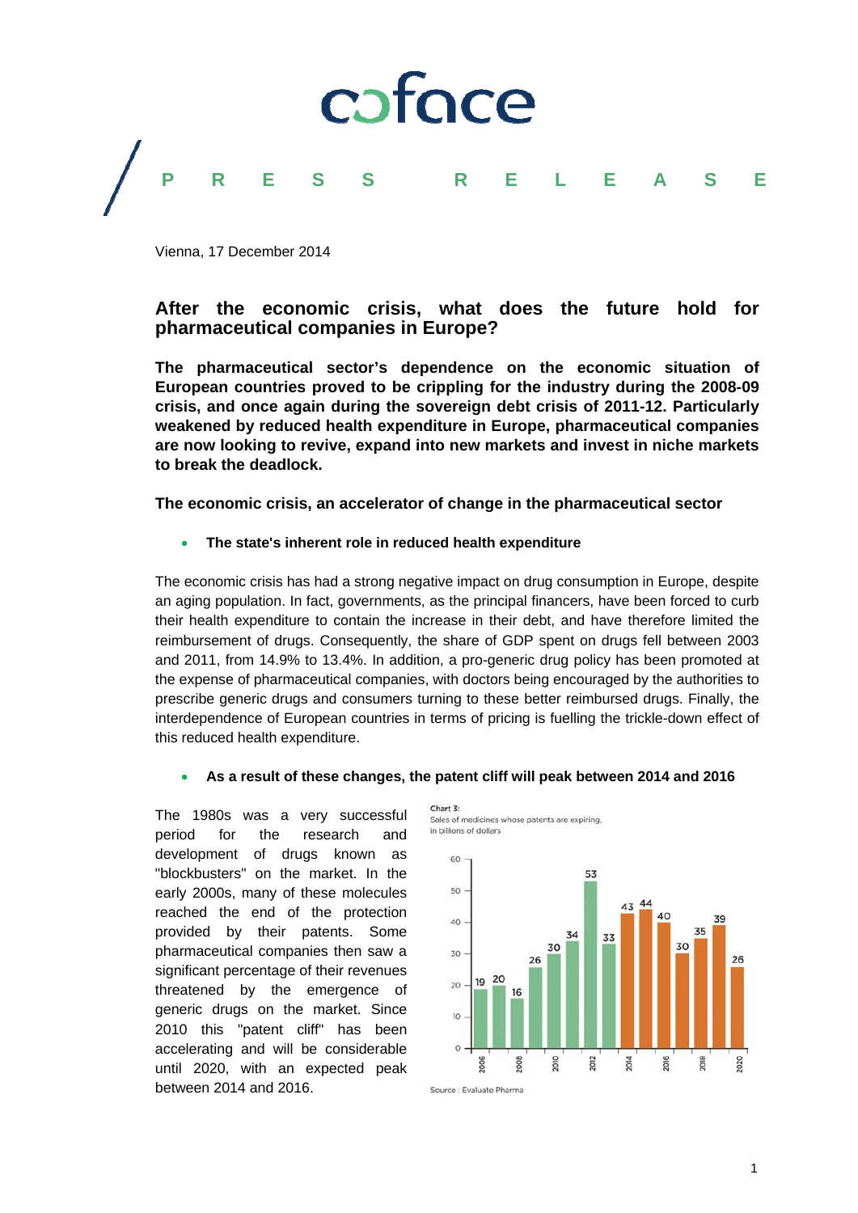coface

PRESS RELEASE

Vienna, 17 December 2014

# After the economic crisis, what does the future hold for pharmaceutical companies in Europe?

**The pharmaceutical sector's dependence on the economic situation of European countries proved to be crippling for the industry during the 2008-09 crisis, and once again during the sovereign debt crisis of 2011-12. Particularly weakened by reduced health expenditure in Europe, pharmaceutical companies are now looking to revive, expand into new markets and invest in niche markets to break the deadlock.**

## The economic crisis, an accelerator of change in the pharmaceutical sector

- **The state's inherent role in reduced health expenditure**

The economic crisis has had a strong negative impact on drug consumption in Europe, despite an aging population. In fact, governments, as the principal financers, have been forced to curb their health expenditure to contain the increase in their debt, and have therefore limited the reimbursement of drugs. Consequently, the share of GDP spent on drugs fell between 2003 and 2011, from 14.9% to 13.4%. In addition, a pro-generic drug policy has been promoted at the expense of pharmaceutical companies, with doctors being encouraged by the authorities to prescribe generic drugs and consumers turning to these better reimbursed drugs. Finally, the interdependence of European countries in terms of pricing is fuelling the trickle-down effect of this reduced health expenditure.

- **As a result of these changes, the patent cliff will peak between 2014 and 2016**

The 1980s was a very successful period for the research and development of drugs known as "blockbusters" on the market. In the early 2000s, many of these molecules reached the end of the protection provided by their patents. Some pharmaceutical companies then saw a significant percentage of their revenues threatened by the emergence of generic drugs on the market. Since 2010 this "patent cliff" has been accelerating and will be considerable until 2020, with an expected peak between 2014 and 2016.

Chart 3:
Sales of medicines whose patents are expiring, in billions of dollars

| Year | Sales |
|---|---|
| 2006 | 19 |
| 2007 | 20 |
| 2008 | 16 |
| 2009 | 26 |
| 2010 | 30 |
| 2011 | 34 |
| 2012 | 53 |
| 2013 | 33 |
| 2014 | 43 |
| 2015 | 44 |
| 2016 | 40 |
| 2017 | 30 |
| 2018 | 35 |
| 2019 | 39 |
| 2020 | 26 |

Source : Evaluate Pharma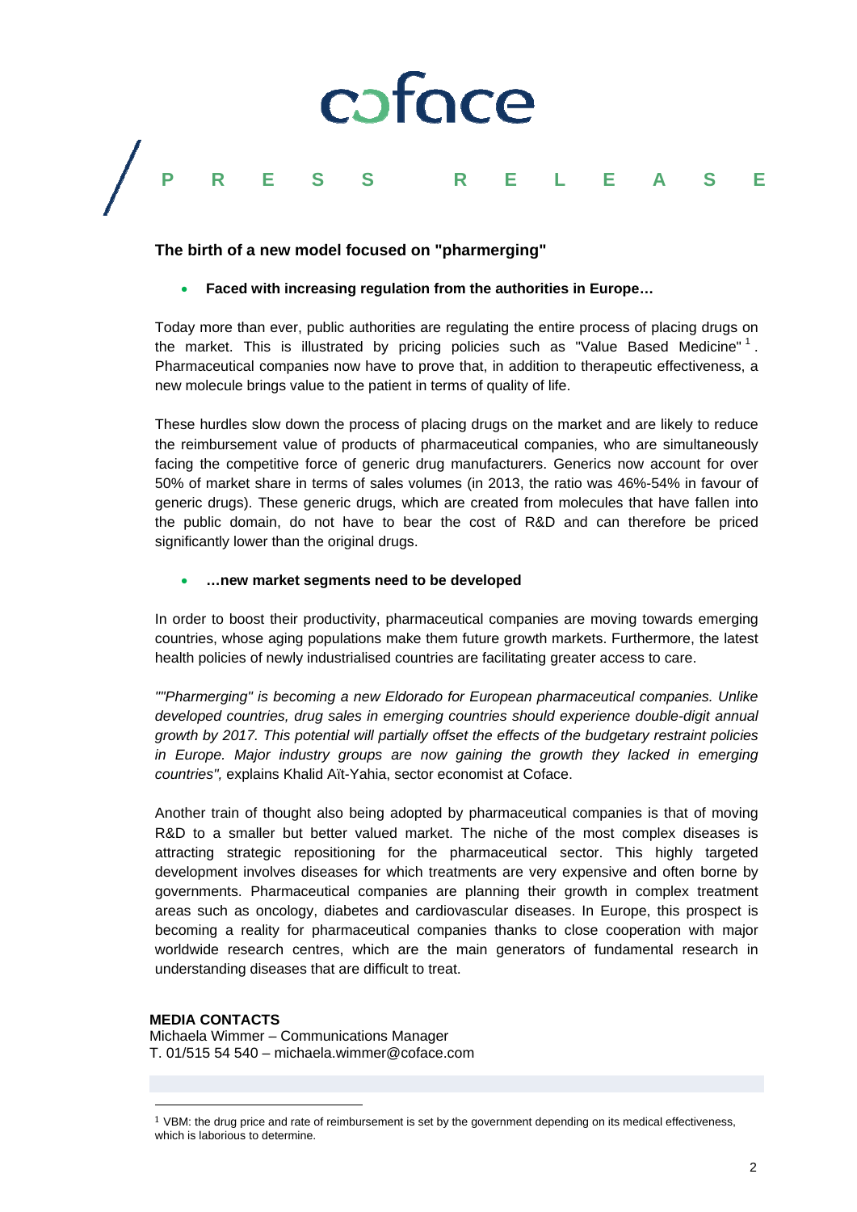## The birth of a new model focused on "pharmerging"

- **Faced with increasing regulation from the authorities in Europe…**

Today more than ever, public authorities are regulating the entire process of placing drugs on the market. This is illustrated by pricing policies such as "Value Based Medicine"[1]. Pharmaceutical companies now have to prove that, in addition to therapeutic effectiveness, a new molecule brings value to the patient in terms of quality of life.

These hurdles slow down the process of placing drugs on the market and are likely to reduce the reimbursement value of products of pharmaceutical companies, who are simultaneously facing the competitive force of generic drug manufacturers. Generics now account for over 50% of market share in terms of sales volumes (in 2013, the ratio was 46%-54% in favour of generic drugs). These generic drugs, which are created from molecules that have fallen into the public domain, do not have to bear the cost of R&D and can therefore be priced significantly lower than the original drugs.

- **…new market segments need to be developed**

In order to boost their productivity, pharmaceutical companies are moving towards emerging countries, whose aging populations make them future growth markets. Furthermore, the latest health policies of newly industrialised countries are facilitating greater access to care.

*""Pharmerging" is becoming a new Eldorado for European pharmaceutical companies. Unlike developed countries, drug sales in emerging countries should experience double-digit annual growth by 2017. This potential will partially offset the effects of the budgetary restraint policies in Europe. Major industry groups are now gaining the growth they lacked in emerging countries",* explains Khalid Aït-Yahia, sector economist at Coface.

Another train of thought also being adopted by pharmaceutical companies is that of moving R&D to a smaller but better valued market. The niche of the most complex diseases is attracting strategic repositioning for the pharmaceutical sector. This highly targeted development involves diseases for which treatments are very expensive and often borne by governments. Pharmaceutical companies are planning their growth in complex treatment areas such as oncology, diabetes and cardiovascular diseases. In Europe, this prospect is becoming a reality for pharmaceutical companies thanks to close cooperation with major worldwide research centres, which are the main generators of fundamental research in understanding diseases that are difficult to treat.

**MEDIA CONTACTS**
Michaela Wimmer – Communications Manager
T. 01/515 54 540 – michaela.wimmer@coface.com

[1] VBM: the drug price and rate of reimbursement is set by the government depending on its medical effectiveness, which is laborious to determine.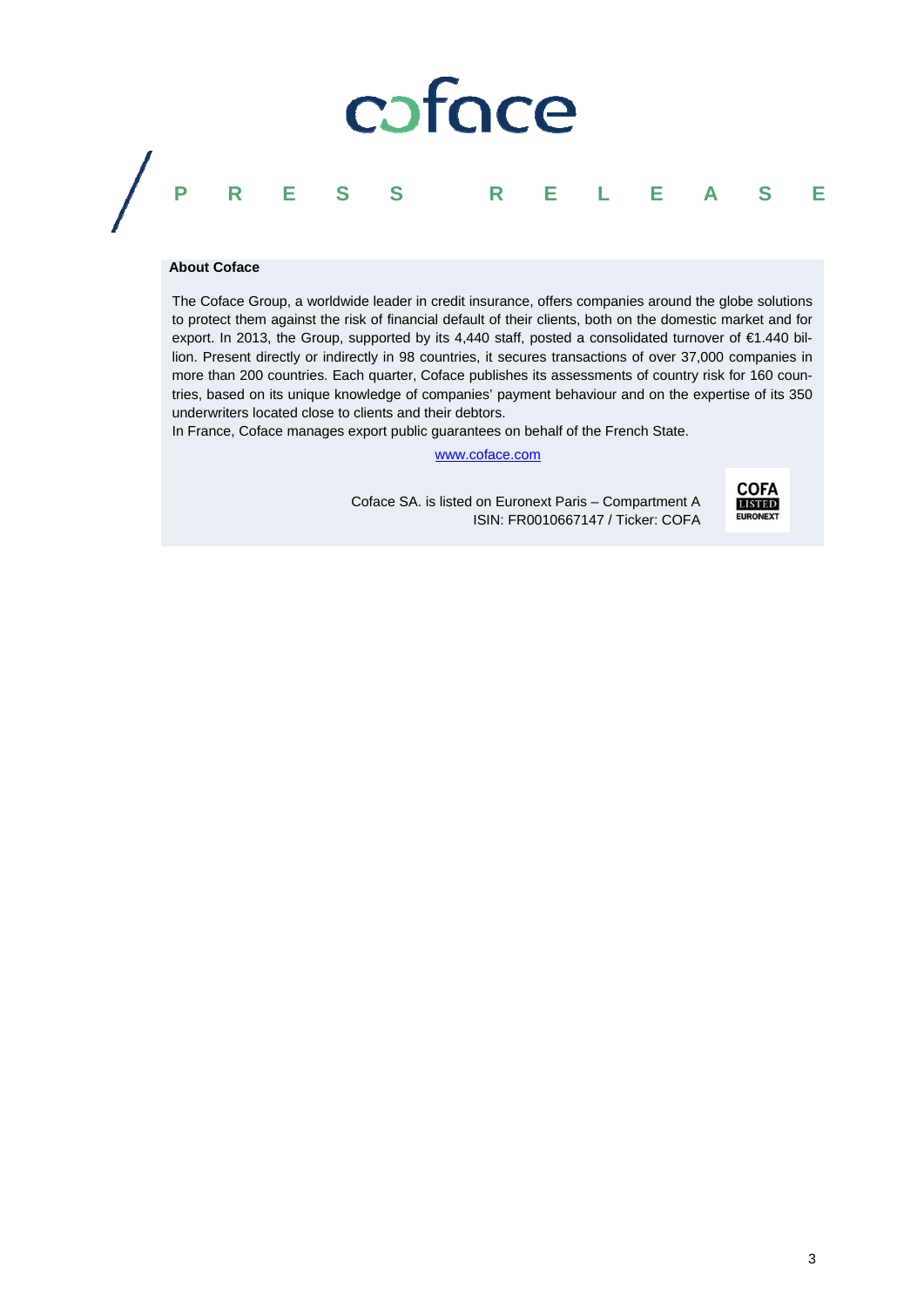**About Coface**

The Coface Group, a worldwide leader in credit insurance, offers companies around the globe solutions to protect them against the risk of financial default of their clients, both on the domestic market and for export. In 2013, the Group, supported by its 4,440 staff, posted a consolidated turnover of €1.440 billion. Present directly or indirectly in 98 countries, it secures transactions of over 37,000 companies in more than 200 countries. Each quarter, Coface publishes its assessments of country risk for 160 countries, based on its unique knowledge of companies' payment behaviour and on the expertise of its 350 underwriters located close to clients and their debtors.

In France, Coface manages export public guarantees on behalf of the French State.

www.coface.com

Coface SA. is listed on Euronext Paris – Compartment A
ISIN: FR0010667147 / Ticker: COFA